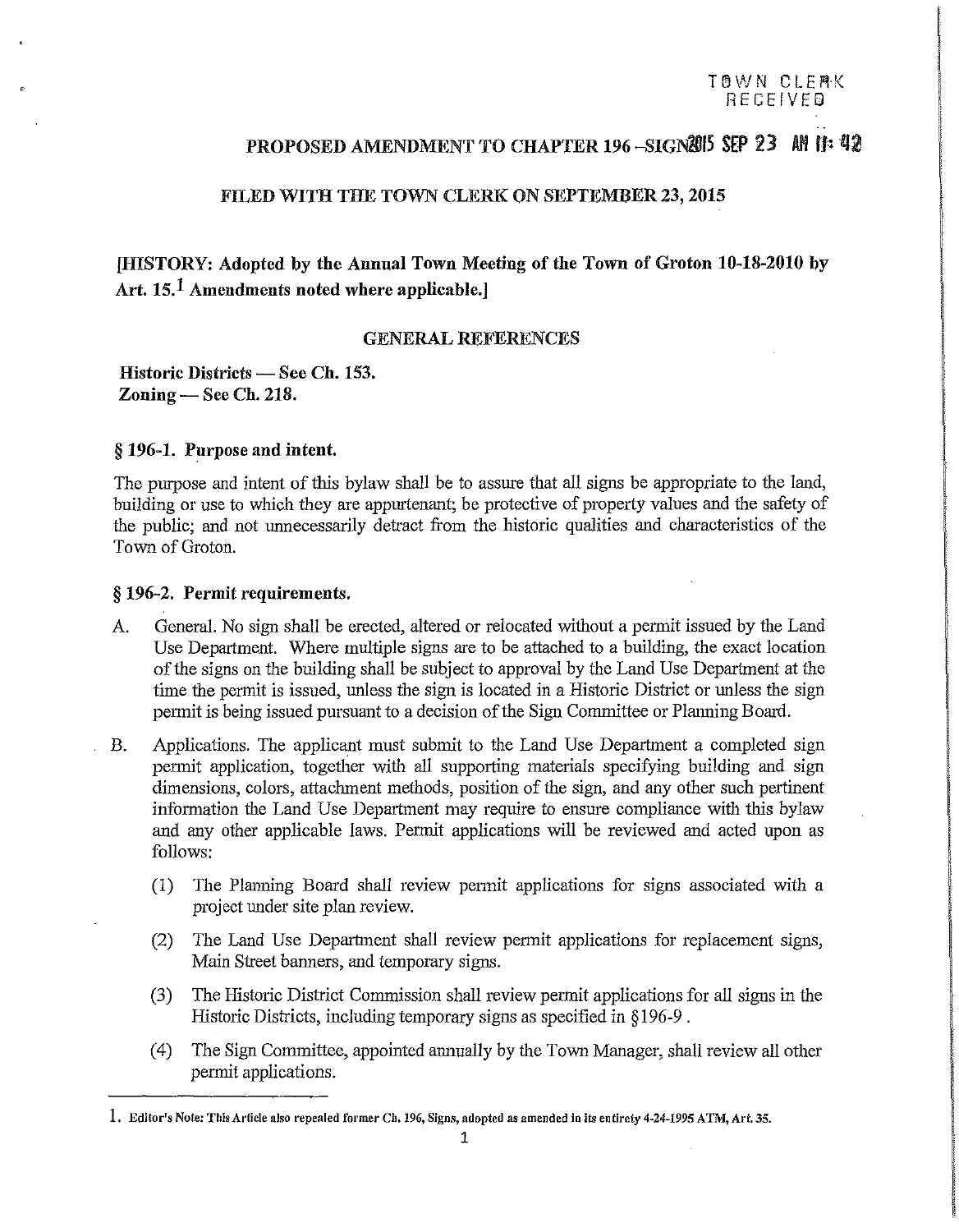TOWN CLERK RECEIVED

# PROPOSED AMENDMENT TO CHAPTER 196 –SIGNS 2015 SEP 23 AM 11: 42

## FILED WITH THE TOWN CLERK ON SEPTEMBER 23, 2015

**[HISTORY: Adopted by the Annual Town Meeting of the Town of Groton 10-18-2010 by Art. 15.[1] Amendments noted where applicable.]**

GENERAL REFERENCES

**Historic Districts — See Ch. 153.**
**Zoning — See Ch. 218.**

### § 196-1. Purpose and intent.

The purpose and intent of this bylaw shall be to assure that all signs be appropriate to the land, building or use to which they are appurtenant; be protective of property values and the safety of the public; and not unnecessarily detract from the historic qualities and characteristics of the Town of Groton.

### § 196-2. Permit requirements.

A. General. No sign shall be erected, altered or relocated without a permit issued by the Land Use Department. Where multiple signs are to be attached to a building, the exact location of the signs on the building shall be subject to approval by the Land Use Department at the time the permit is issued, unless the sign is located in a Historic District or unless the sign permit is being issued pursuant to a decision of the Sign Committee or Planning Board.

B. Applications. The applicant must submit to the Land Use Department a completed sign permit application, together with all supporting materials specifying building and sign dimensions, colors, attachment methods, position of the sign, and any other such pertinent information the Land Use Department may require to ensure compliance with this bylaw and any other applicable laws. Permit applications will be reviewed and acted upon as follows:

   (1) The Planning Board shall review permit applications for signs associated with a project under site plan review.

   (2) The Land Use Department shall review permit applications for replacement signs, Main Street banners, and temporary signs.

   (3) The Historic District Commission shall review permit applications for all signs in the Historic Districts, including temporary signs as specified in §196-9 .

   (4) The Sign Committee, appointed annually by the Town Manager, shall review all other permit applications.

---

1. Editor's Note: This Article also repealed former Ch. 196, Signs, adopted as amended in its entirety 4-24-1995 ATM, Art. 35.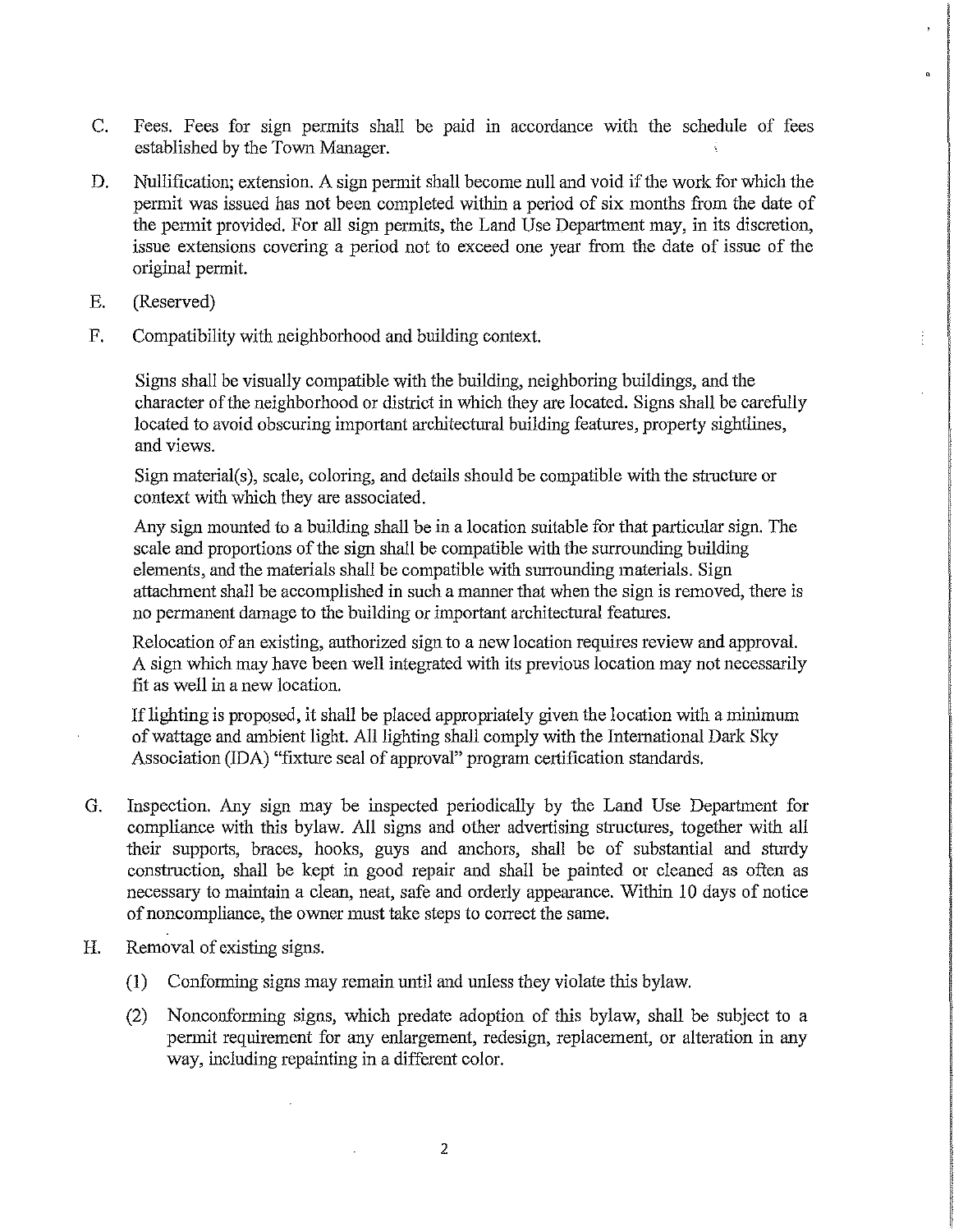C. Fees. Fees for sign permits shall be paid in accordance with the schedule of fees established by the Town Manager.

D. Nullification; extension. A sign permit shall become null and void if the work for which the permit was issued has not been completed within a period of six months from the date of the permit provided. For all sign permits, the Land Use Department may, in its discretion, issue extensions covering a period not to exceed one year from the date of issue of the original permit.

E. (Reserved)

F. Compatibility with neighborhood and building context.

   Signs shall be visually compatible with the building, neighboring buildings, and the character of the neighborhood or district in which they are located. Signs shall be carefully located to avoid obscuring important architectural building features, property sightlines, and views.

   Sign material(s), scale, coloring, and details should be compatible with the structure or context with which they are associated.

   Any sign mounted to a building shall be in a location suitable for that particular sign. The scale and proportions of the sign shall be compatible with the surrounding building elements, and the materials shall be compatible with surrounding materials. Sign attachment shall be accomplished in such a manner that when the sign is removed, there is no permanent damage to the building or important architectural features.

   Relocation of an existing, authorized sign to a new location requires review and approval. A sign which may have been well integrated with its previous location may not necessarily fit as well in a new location.

   If lighting is proposed, it shall be placed appropriately given the location with a minimum of wattage and ambient light. All lighting shall comply with the International Dark Sky Association (IDA) "fixture seal of approval" program certification standards.

G. Inspection. Any sign may be inspected periodically by the Land Use Department for compliance with this bylaw. All signs and other advertising structures, together with all their supports, braces, hooks, guys and anchors, shall be of substantial and sturdy construction, shall be kept in good repair and shall be painted or cleaned as often as necessary to maintain a clean, neat, safe and orderly appearance. Within 10 days of notice of noncompliance, the owner must take steps to correct the same.

H. Removal of existing signs.

   (1) Conforming signs may remain until and unless they violate this bylaw.

   (2) Nonconforming signs, which predate adoption of this bylaw, shall be subject to a permit requirement for any enlargement, redesign, replacement, or alteration in any way, including repainting in a different color.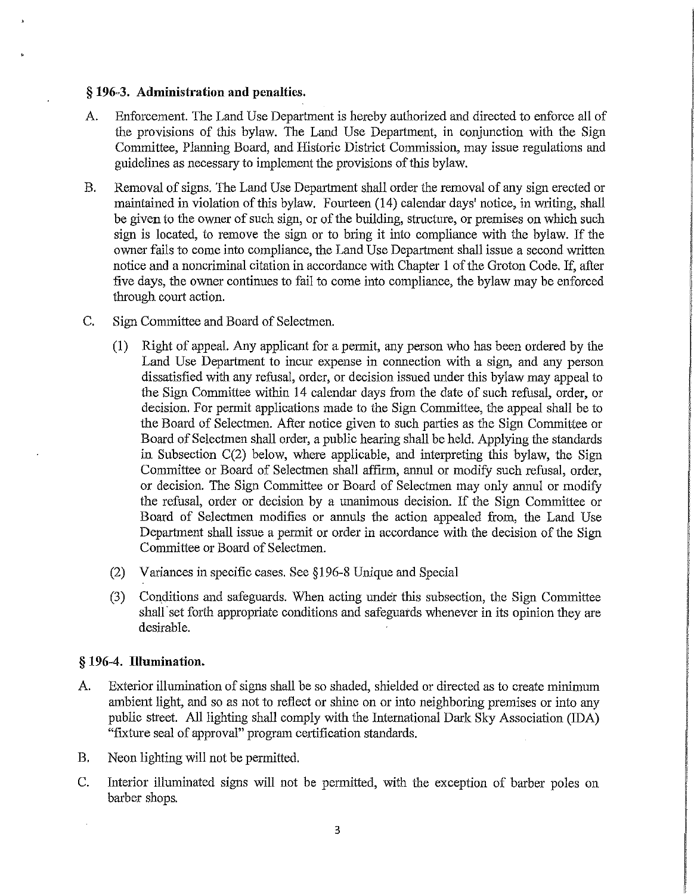### § 196-3. Administration and penalties.

A. Enforcement. The Land Use Department is hereby authorized and directed to enforce all of the provisions of this bylaw. The Land Use Department, in conjunction with the Sign Committee, Planning Board, and Historic District Commission, may issue regulations and guidelines as necessary to implement the provisions of this bylaw.

B. Removal of signs. The Land Use Department shall order the removal of any sign erected or maintained in violation of this bylaw. Fourteen (14) calendar days' notice, in writing, shall be given to the owner of such sign, or of the building, structure, or premises on which such sign is located, to remove the sign or to bring it into compliance with the bylaw. If the owner fails to come into compliance, the Land Use Department shall issue a second written notice and a noncriminal citation in accordance with Chapter 1 of the Groton Code. If, after five days, the owner continues to fail to come into compliance, the bylaw may be enforced through court action.

C. Sign Committee and Board of Selectmen.

(1) Right of appeal. Any applicant for a permit, any person who has been ordered by the Land Use Department to incur expense in connection with a sign, and any person dissatisfied with any refusal, order, or decision issued under this bylaw may appeal to the Sign Committee within 14 calendar days from the date of such refusal, order, or decision. For permit applications made to the Sign Committee, the appeal shall be to the Board of Selectmen. After notice given to such parties as the Sign Committee or Board of Selectmen shall order, a public hearing shall be held. Applying the standards in Subsection C(2) below, where applicable, and interpreting this bylaw, the Sign Committee or Board of Selectmen shall affirm, annul or modify such refusal, order, or decision. The Sign Committee or Board of Selectmen may only annul or modify the refusal, order or decision by a unanimous decision. If the Sign Committee or Board of Selectmen modifies or annuls the action appealed from, the Land Use Department shall issue a permit or order in accordance with the decision of the Sign Committee or Board of Selectmen.

(2) Variances in specific cases. See §196-8 Unique and Special

(3) Conditions and safeguards. When acting under this subsection, the Sign Committee shall set forth appropriate conditions and safeguards whenever in its opinion they are desirable.

### § 196-4. Illumination.

A. Exterior illumination of signs shall be so shaded, shielded or directed as to create minimum ambient light, and so as not to reflect or shine on or into neighboring premises or into any public street. All lighting shall comply with the International Dark Sky Association (IDA) "fixture seal of approval" program certification standards.

B. Neon lighting will not be permitted.

C. Interior illuminated signs will not be permitted, with the exception of barber poles on barber shops.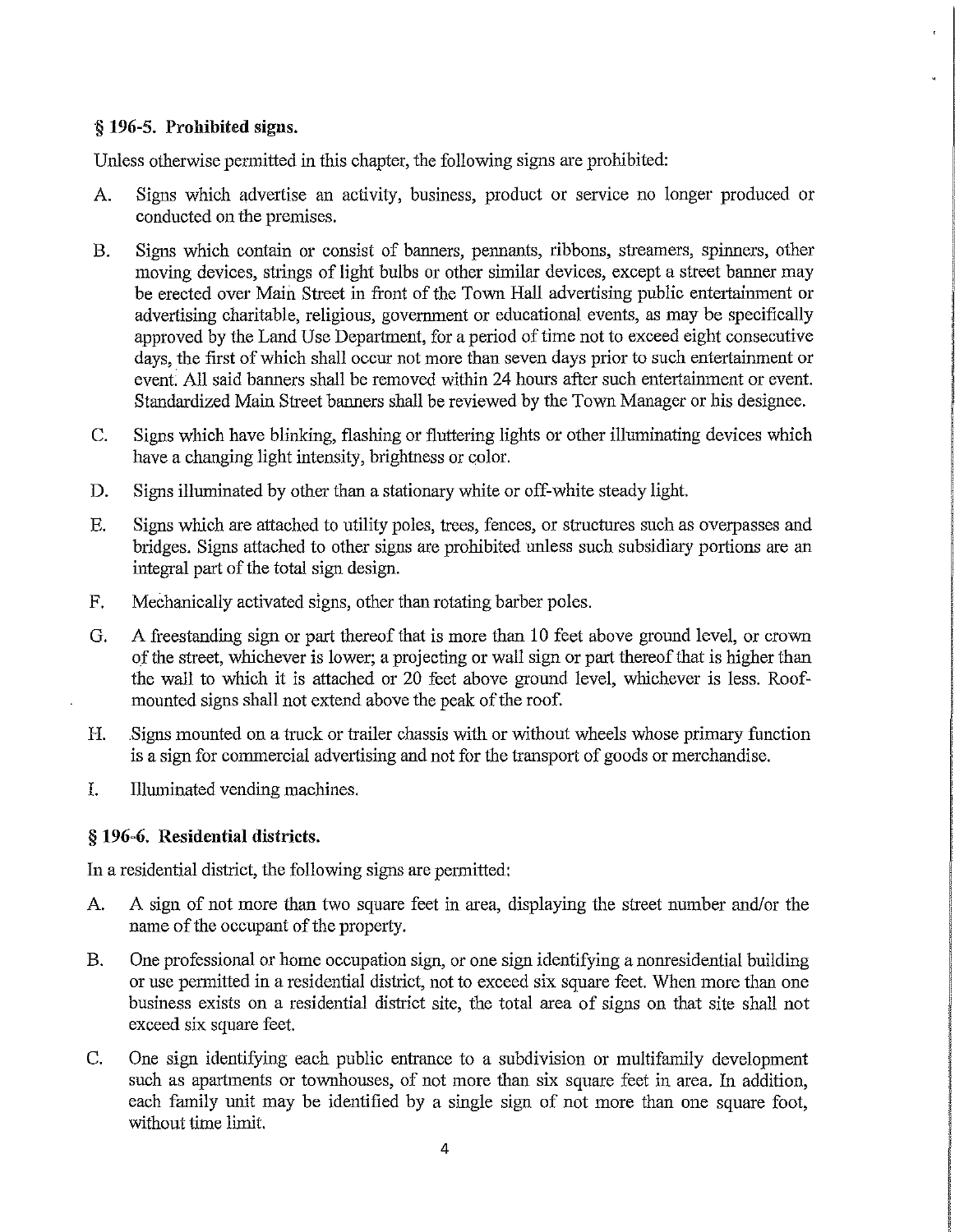### § 196-5. Prohibited signs.

Unless otherwise permitted in this chapter, the following signs are prohibited:

A. Signs which advertise an activity, business, product or service no longer produced or conducted on the premises.

B. Signs which contain or consist of banners, pennants, ribbons, streamers, spinners, other moving devices, strings of light bulbs or other similar devices, except a street banner may be erected over Main Street in front of the Town Hall advertising public entertainment or advertising charitable, religious, government or educational events, as may be specifically approved by the Land Use Department, for a period of time not to exceed eight consecutive days, the first of which shall occur not more than seven days prior to such entertainment or event. All said banners shall be removed within 24 hours after such entertainment or event. Standardized Main Street banners shall be reviewed by the Town Manager or his designee.

C. Signs which have blinking, flashing or fluttering lights or other illuminating devices which have a changing light intensity, brightness or color.

D. Signs illuminated by other than a stationary white or off-white steady light.

E. Signs which are attached to utility poles, trees, fences, or structures such as overpasses and bridges. Signs attached to other signs are prohibited unless such subsidiary portions are an integral part of the total sign design.

F. Mechanically activated signs, other than rotating barber poles.

G. A freestanding sign or part thereof that is more than 10 feet above ground level, or crown of the street, whichever is lower; a projecting or wall sign or part thereof that is higher than the wall to which it is attached or 20 feet above ground level, whichever is less. Roof-mounted signs shall not extend above the peak of the roof.

H. Signs mounted on a truck or trailer chassis with or without wheels whose primary function is a sign for commercial advertising and not for the transport of goods or merchandise.

I. Illuminated vending machines.

### § 196-6. Residential districts.

In a residential district, the following signs are permitted:

A. A sign of not more than two square feet in area, displaying the street number and/or the name of the occupant of the property.

B. One professional or home occupation sign, or one sign identifying a nonresidential building or use permitted in a residential district, not to exceed six square feet. When more than one business exists on a residential district site, the total area of signs on that site shall not exceed six square feet.

C. One sign identifying each public entrance to a subdivision or multifamily development such as apartments or townhouses, of not more than six square feet in area. In addition, each family unit may be identified by a single sign of not more than one square foot, without time limit.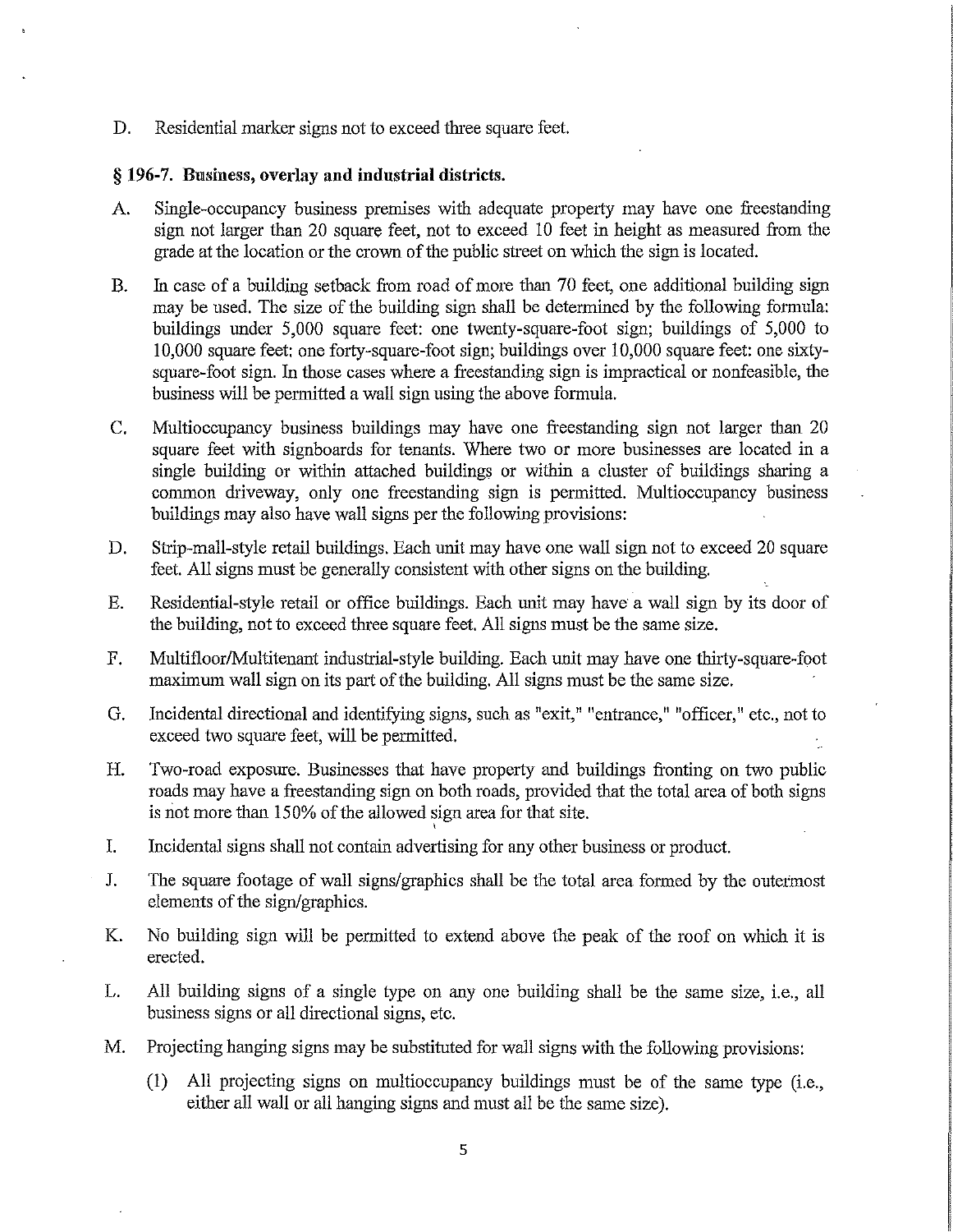D. Residential marker signs not to exceed three square feet.

### § 196-7. Business, overlay and industrial districts.

A. Single-occupancy business premises with adequate property may have one freestanding sign not larger than 20 square feet, not to exceed 10 feet in height as measured from the grade at the location or the crown of the public street on which the sign is located.

B. In case of a building setback from road of more than 70 feet, one additional building sign may be used. The size of the building sign shall be determined by the following formula: buildings under 5,000 square feet: one twenty-square-foot sign; buildings of 5,000 to 10,000 square feet: one forty-square-foot sign; buildings over 10,000 square feet: one sixty-square-foot sign. In those cases where a freestanding sign is impractical or nonfeasible, the business will be permitted a wall sign using the above formula.

C. Multioccupancy business buildings may have one freestanding sign not larger than 20 square feet with signboards for tenants. Where two or more businesses are located in a single building or within attached buildings or within a cluster of buildings sharing a common driveway, only one freestanding sign is permitted. Multioccupancy business buildings may also have wall signs per the following provisions:

D. Strip-mall-style retail buildings. Each unit may have one wall sign not to exceed 20 square feet. All signs must be generally consistent with other signs on the building.

E. Residential-style retail or office buildings. Each unit may have a wall sign by its door of the building, not to exceed three square feet. All signs must be the same size.

F. Multifloor/Multitenant industrial-style building. Each unit may have one thirty-square-foot maximum wall sign on its part of the building. All signs must be the same size.

G. Incidental directional and identifying signs, such as "exit," "entrance," "officer," etc., not to exceed two square feet, will be permitted.

H. Two-road exposure. Businesses that have property and buildings fronting on two public roads may have a freestanding sign on both roads, provided that the total area of both signs is not more than 150% of the allowed sign area for that site.

I. Incidental signs shall not contain advertising for any other business or product.

J. The square footage of wall signs/graphics shall be the total area formed by the outermost elements of the sign/graphics.

K. No building sign will be permitted to extend above the peak of the roof on which it is erected.

L. All building signs of a single type on any one building shall be the same size, i.e., all business signs or all directional signs, etc.

M. Projecting hanging signs may be substituted for wall signs with the following provisions:

   (1) All projecting signs on multioccupancy buildings must be of the same type (i.e., either all wall or all hanging signs and must all be the same size).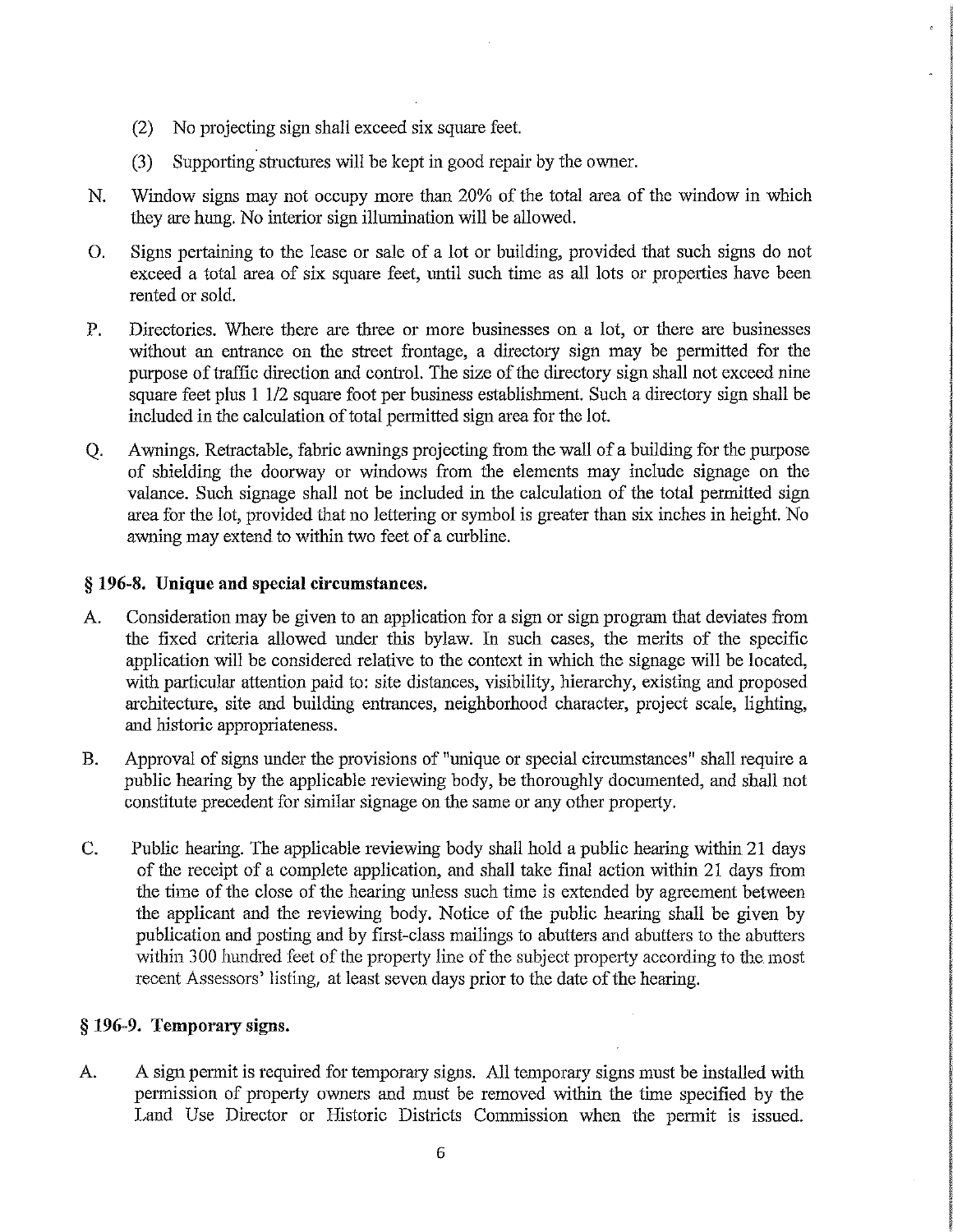(2) No projecting sign shall exceed six square feet.

(3) Supporting structures will be kept in good repair by the owner.

N. Window signs may not occupy more than 20% of the total area of the window in which they are hung. No interior sign illumination will be allowed.

O. Signs pertaining to the lease or sale of a lot or building, provided that such signs do not exceed a total area of six square feet, until such time as all lots or properties have been rented or sold.

P. Directories. Where there are three or more businesses on a lot, or there are businesses without an entrance on the street frontage, a directory sign may be permitted for the purpose of traffic direction and control. The size of the directory sign shall not exceed nine square feet plus 1 1/2 square foot per business establishment. Such a directory sign shall be included in the calculation of total permitted sign area for the lot.

Q. Awnings. Retractable, fabric awnings projecting from the wall of a building for the purpose of shielding the doorway or windows from the elements may include signage on the valance. Such signage shall not be included in the calculation of the total permitted sign area for the lot, provided that no lettering or symbol is greater than six inches in height. No awning may extend to within two feet of a curbline.

### § 196-8. Unique and special circumstances.

A. Consideration may be given to an application for a sign or sign program that deviates from the fixed criteria allowed under this bylaw. In such cases, the merits of the specific application will be considered relative to the context in which the signage will be located, with particular attention paid to: site distances, visibility, hierarchy, existing and proposed architecture, site and building entrances, neighborhood character, project scale, lighting, and historic appropriateness.

B. Approval of signs under the provisions of "unique or special circumstances" shall require a public hearing by the applicable reviewing body, be thoroughly documented, and shall not constitute precedent for similar signage on the same or any other property.

C. Public hearing. The applicable reviewing body shall hold a public hearing within 21 days of the receipt of a complete application, and shall take final action within 21 days from the time of the close of the hearing unless such time is extended by agreement between the applicant and the reviewing body. Notice of the public hearing shall be given by publication and posting and by first-class mailings to abutters and abutters to the abutters within 300 hundred feet of the property line of the subject property according to the most recent Assessors' listing, at least seven days prior to the date of the hearing.

### § 196-9. Temporary signs.

A. A sign permit is required for temporary signs. All temporary signs must be installed with permission of property owners and must be removed within the time specified by the Land Use Director or Historic Districts Commission when the permit is issued.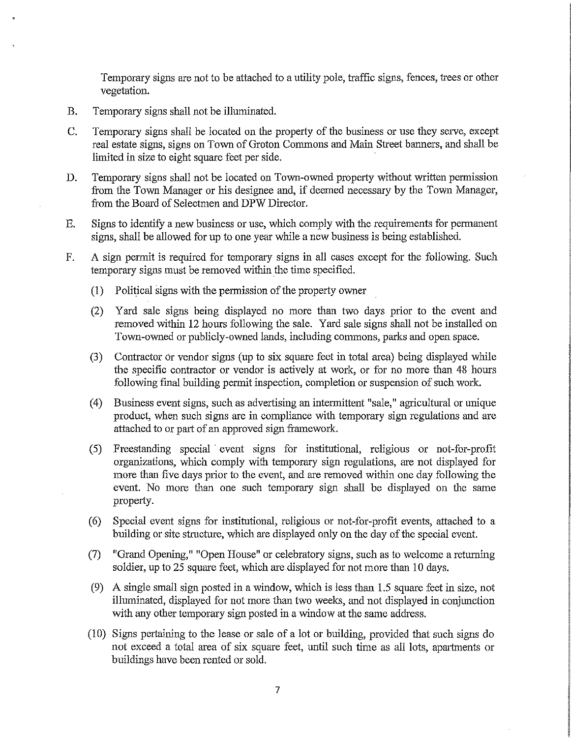Temporary signs are not to be attached to a utility pole, traffic signs, fences, trees or other vegetation.

B. Temporary signs shall not be illuminated.

C. Temporary signs shall be located on the property of the business or use they serve, except real estate signs, signs on Town of Groton Commons and Main Street banners, and shall be limited in size to eight square feet per side.

D. Temporary signs shall not be located on Town-owned property without written permission from the Town Manager or his designee and, if deemed necessary by the Town Manager, from the Board of Selectmen and DPW Director.

E. Signs to identify a new business or use, which comply with the requirements for permanent signs, shall be allowed for up to one year while a new business is being established.

F. A sign permit is required for temporary signs in all cases except for the following. Such temporary signs must be removed within the time specified.

   (1) Political signs with the permission of the property owner

   (2) Yard sale signs being displayed no more than two days prior to the event and removed within 12 hours following the sale. Yard sale signs shall not be installed on Town-owned or publicly-owned lands, including commons, parks and open space.

   (3) Contractor or vendor signs (up to six square feet in total area) being displayed while the specific contractor or vendor is actively at work, or for no more than 48 hours following final building permit inspection, completion or suspension of such work.

   (4) Business event signs, such as advertising an intermittent "sale," agricultural or unique product, when such signs are in compliance with temporary sign regulations and are attached to or part of an approved sign framework.

   (5) Freestanding special event signs for institutional, religious or not-for-profit organizations, which comply with temporary sign regulations, are not displayed for more than five days prior to the event, and are removed within one day following the event. No more than one such temporary sign shall be displayed on the same property.

   (6) Special event signs for institutional, religious or not-for-profit events, attached to a building or site structure, which are displayed only on the day of the special event.

   (7) "Grand Opening," "Open House" or celebratory signs, such as to welcome a returning soldier, up to 25 square feet, which are displayed for not more than 10 days.

   (9) A single small sign posted in a window, which is less than 1.5 square feet in size, not illuminated, displayed for not more than two weeks, and not displayed in conjunction with any other temporary sign posted in a window at the same address.

   (10) Signs pertaining to the lease or sale of a lot or building, provided that such signs do not exceed a total area of six square feet, until such time as all lots, apartments or buildings have been rented or sold.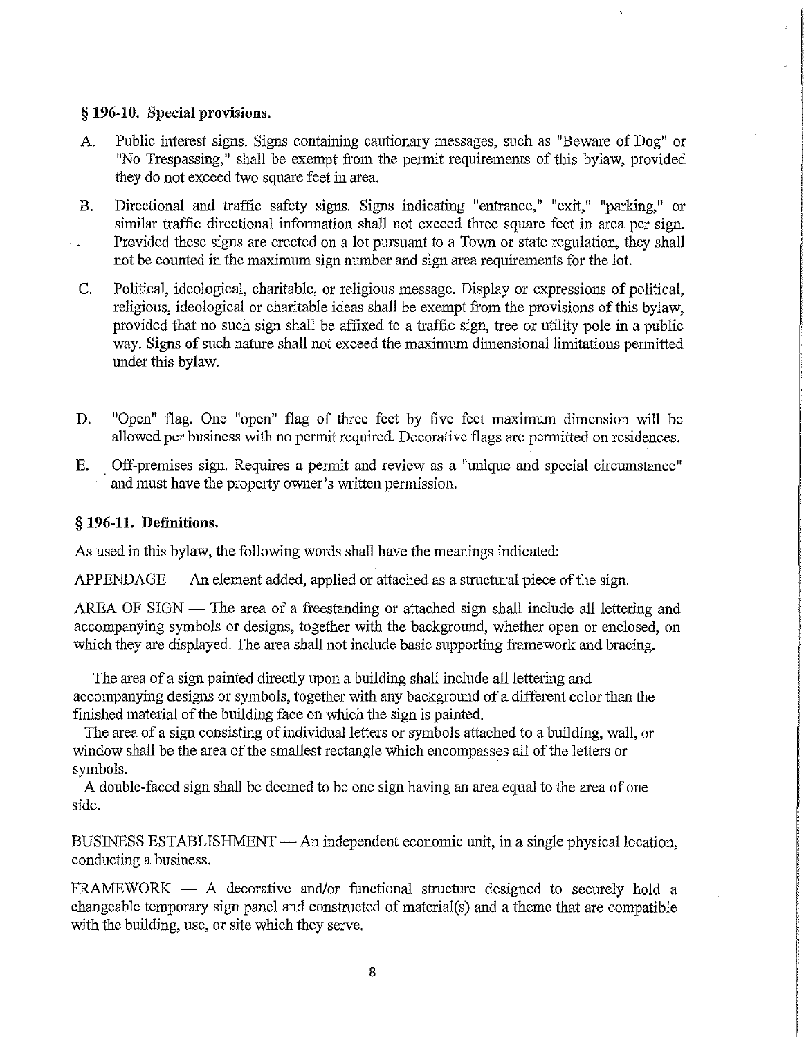### § 196-10. Special provisions.

A. Public interest signs. Signs containing cautionary messages, such as "Beware of Dog" or "No Trespassing," shall be exempt from the permit requirements of this bylaw, provided they do not exceed two square feet in area.

B. Directional and traffic safety signs. Signs indicating "entrance," "exit," "parking," or similar traffic directional information shall not exceed three square feet in area per sign. Provided these signs are erected on a lot pursuant to a Town or state regulation, they shall not be counted in the maximum sign number and sign area requirements for the lot.

C. Political, ideological, charitable, or religious message. Display or expressions of political, religious, ideological or charitable ideas shall be exempt from the provisions of this bylaw, provided that no such sign shall be affixed to a traffic sign, tree or utility pole in a public way. Signs of such nature shall not exceed the maximum dimensional limitations permitted under this bylaw.

D. "Open" flag. One "open" flag of three feet by five feet maximum dimension will be allowed per business with no permit required. Decorative flags are permitted on residences.

E. Off-premises sign. Requires a permit and review as a "unique and special circumstance" and must have the property owner's written permission.

### § 196-11. Definitions.

As used in this bylaw, the following words shall have the meanings indicated:

APPENDAGE — An element added, applied or attached as a structural piece of the sign.

AREA OF SIGN — The area of a freestanding or attached sign shall include all lettering and accompanying symbols or designs, together with the background, whether open or enclosed, on which they are displayed. The area shall not include basic supporting framework and bracing.

The area of a sign painted directly upon a building shall include all lettering and accompanying designs or symbols, together with any background of a different color than the finished material of the building face on which the sign is painted.

The area of a sign consisting of individual letters or symbols attached to a building, wall, or window shall be the area of the smallest rectangle which encompasses all of the letters or symbols.

A double-faced sign shall be deemed to be one sign having an area equal to the area of one side.

BUSINESS ESTABLISHMENT — An independent economic unit, in a single physical location, conducting a business.

FRAMEWORK — A decorative and/or functional structure designed to securely hold a changeable temporary sign panel and constructed of material(s) and a theme that are compatible with the building, use, or site which they serve.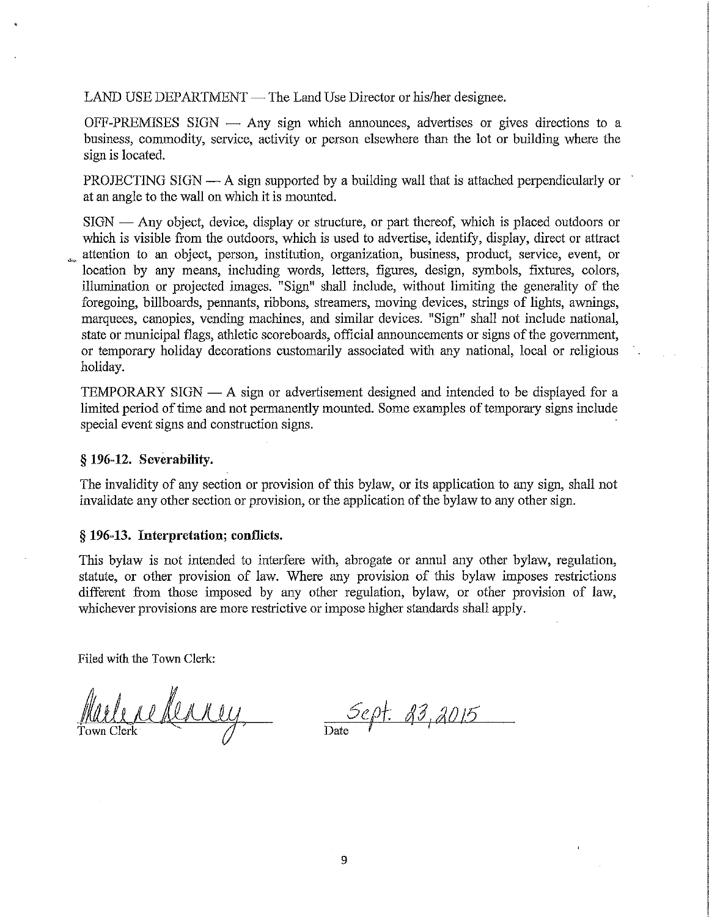LAND USE DEPARTMENT — The Land Use Director or his/her designee.

OFF-PREMISES SIGN — Any sign which announces, advertises or gives directions to a business, commodity, service, activity or person elsewhere than the lot or building where the sign is located.

PROJECTING SIGN — A sign supported by a building wall that is attached perpendicularly or at an angle to the wall on which it is mounted.

SIGN — Any object, device, display or structure, or part thereof, which is placed outdoors or which is visible from the outdoors, which is used to advertise, identify, display, direct or attract attention to an object, person, institution, organization, business, product, service, event, or location by any means, including words, letters, figures, design, symbols, fixtures, colors, illumination or projected images. "Sign" shall include, without limiting the generality of the foregoing, billboards, pennants, ribbons, streamers, moving devices, strings of lights, awnings, marquees, canopies, vending machines, and similar devices. "Sign" shall not include national, state or municipal flags, athletic scoreboards, official announcements or signs of the government, or temporary holiday decorations customarily associated with any national, local or religious holiday.

TEMPORARY SIGN — A sign or advertisement designed and intended to be displayed for a limited period of time and not permanently mounted. Some examples of temporary signs include special event signs and construction signs.

### § 196-12. Severability.

The invalidity of any section or provision of this bylaw, or its application to any sign, shall not invalidate any other section or provision, or the application of the bylaw to any other sign.

### § 196-13. Interpretation; conflicts.

This bylaw is not intended to interfere with, abrogate or annul any other bylaw, regulation, statute, or other provision of law. Where any provision of this bylaw imposes restrictions different from those imposed by any other regulation, bylaw, or other provision of law, whichever provisions are more restrictive or impose higher standards shall apply.

Filed with the Town Clerk:

Marlene Kenney
Town Clerk

Sept. 23, 2015
Date